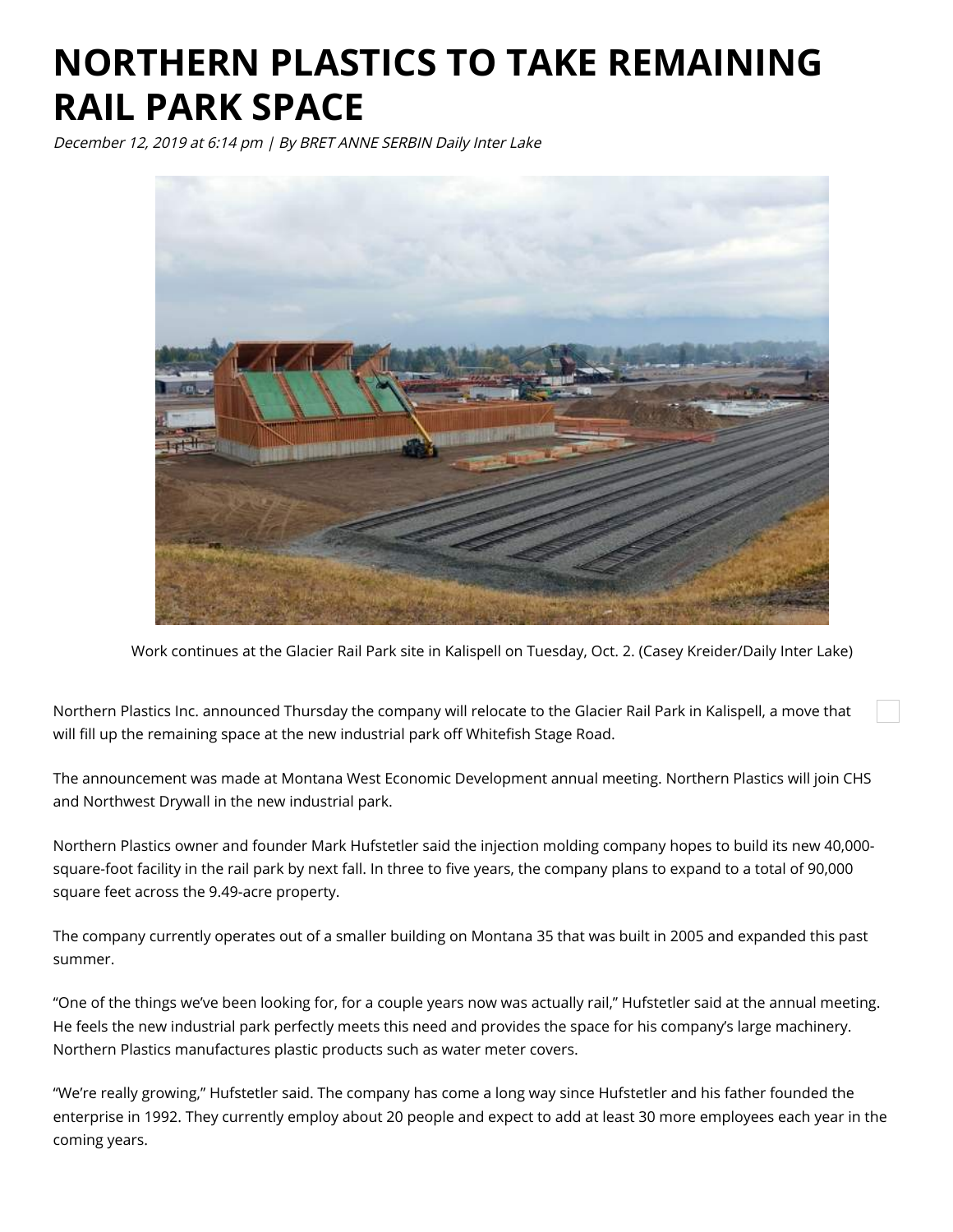# NORTHERN PLASTICS TO TAKE REMAINING RAIL PARK SPACE

*December 12, 2019 at 6:14 pm | By BRET ANNE SERBIN Daily Inter Lake*

Work continues at the Glacier Rail Park site in Kalispell on Tuesday, Oct. 2. (Casey Kreider/Daily Inter Lake)

Northern Plastics Inc. announced Thursday the company will relocate to the Glacier Rail Park in Kalispell, a move that will fill up the remaining space at the new industrial park off Whitefish Stage Road.

The announcement was made at Montana West Economic Development annual meeting. Northern Plastics will join CHS and Northwest Drywall in the new industrial park.

Northern Plastics owner and founder Mark Hufstetler said the injection molding company hopes to build its new 40,000-square-foot facility in the rail park by next fall. In three to five years, the company plans to expand to a total of 90,000 square feet across the 9.49-acre property.

The company currently operates out of a smaller building on Montana 35 that was built in 2005 and expanded this past summer.

"One of the things we've been looking for, for a couple years now was actually rail," Hufstetler said at the annual meeting. He feels the new industrial park perfectly meets this need and provides the space for his company's large machinery. Northern Plastics manufactures plastic products such as water meter covers.

"We're really growing," Hufstetler said. The company has come a long way since Hufstetler and his father founded the enterprise in 1992. They currently employ about 20 people and expect to add at least 30 more employees each year in the coming years.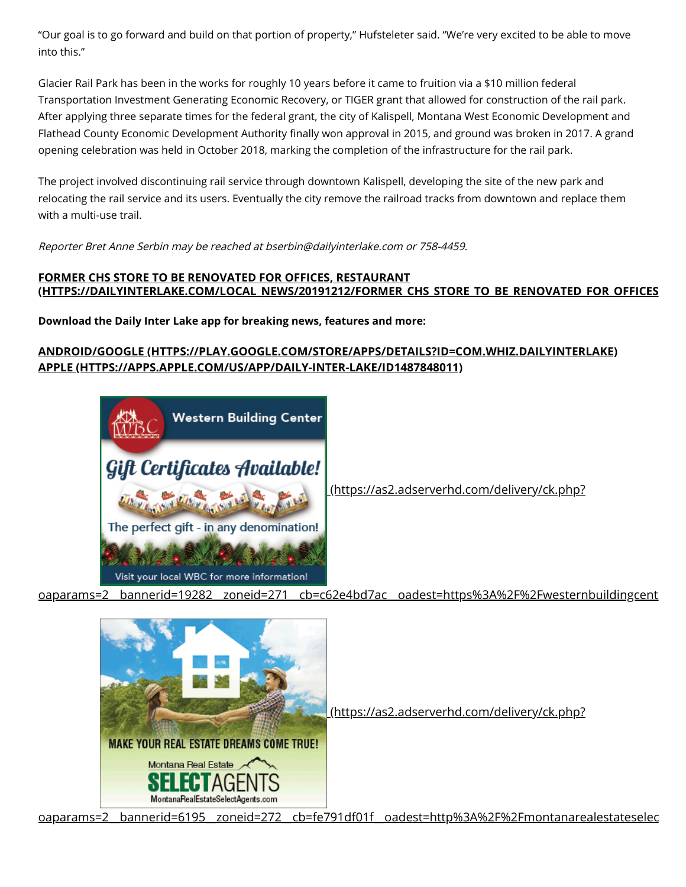"Our goal is to go forward and build on that portion of property," Hufsteleter said. "We're very excited to be able to move into this."

Glacier Rail Park has been in the works for roughly 10 years before it came to fruition via a $10 million federal Transportation Investment Generating Economic Recovery, or TIGER grant that allowed for construction of the rail park. After applying three separate times for the federal grant, the city of Kalispell, Montana West Economic Development and Flathead County Economic Development Authority finally won approval in 2015, and ground was broken in 2017. A grand opening celebration was held in October 2018, marking the completion of the infrastructure for the rail park.

The project involved discontinuing rail service through downtown Kalispell, developing the site of the new park and relocating the rail service and its users. Eventually the city remove the railroad tracks from downtown and replace them with a multi-use trail.

*Reporter Bret Anne Serbin may be reached at bserbin@dailyinterlake.com or 758-4459.*

**FORMER CHS STORE TO BE RENOVATED FOR OFFICES, RESTAURANT (HTTPS://DAILYINTERLAKE.COM/LOCAL_NEWS/20191212/FORMER_CHS_STORE_TO_BE_RENOVATED_FOR_OFFICES**

**Download the Daily Inter Lake app for breaking news, features and more:**

**ANDROID/GOOGLE (HTTPS://PLAY.GOOGLE.COM/STORE/APPS/DETAILS?ID=COM.WHIZ.DAILYINTERLAKE)**
**APPLE (HTTPS://APPS.APPLE.COM/US/APP/DAILY-INTER-LAKE/ID1487848011)**

(https://as2.adserverhd.com/delivery/ck.php?oaparams=2__bannerid=19282__zoneid=271__cb=c62e4bd7ac__oadest=https%3A%2F%2Fwesternbuildingcent

(https://as2.adserverhd.com/delivery/ck.php?oaparams=2__bannerid=6195__zoneid=272__cb=fe791df01f__oadest=http%3A%2F%2Fmontanarealestateselec